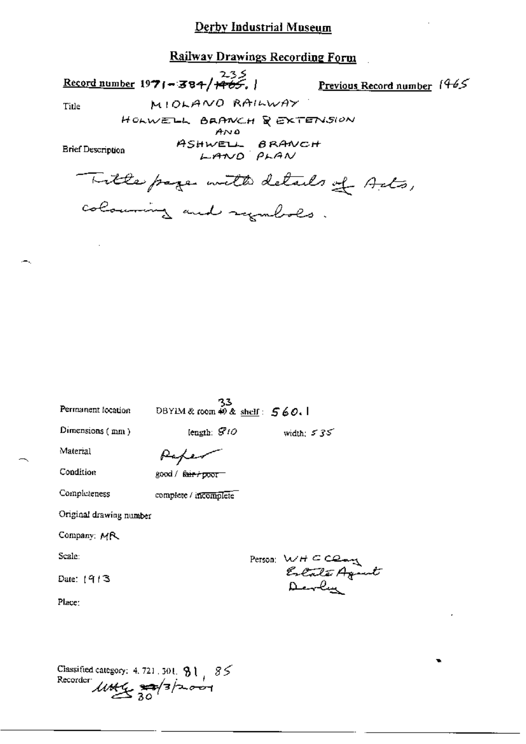# Derby Industrial Museum

## Railway Drawings Recording Form

**Record number** 1971-384/~~1465~~ 235.1 **Previous Record number** 1465

Title MIDLAND RAILWAY

HOLWELL BRANCH & EXTENSION AND ASHWELL BRANCH LAND PLAN

Brief Description

Title page with details of Acts, colouring and symbols.

Permanent location DBYIM & room ~~40~~ 33 & shelf: 560.1

Dimensions (mm) length: 810 width: 535

Material Paper

Condition good / ~~fair / poor~~

Completeness complete / incomplete

Original drawing number

Company: MR

Scale:

Person: W H C Clay Estate Agent Derby

Date: 1913

Place:

Classified category: 4.721.301. 81, 85

Recorder: UMG ~~23~~ 30/3/2004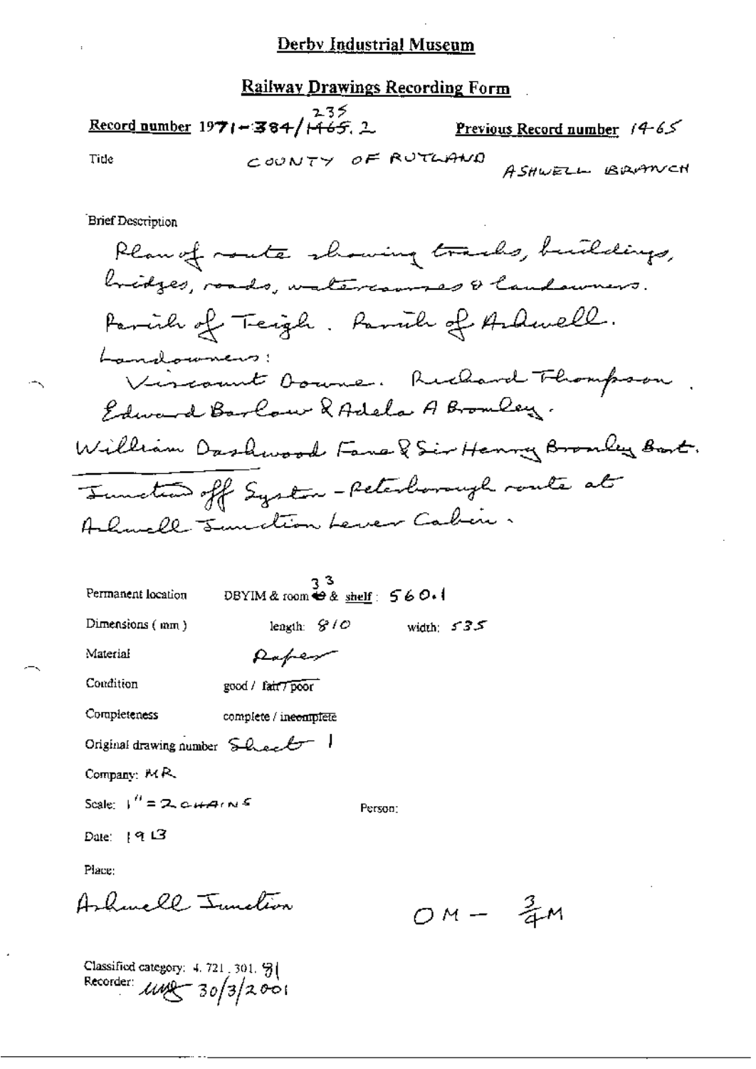## Derby Industrial Museum

### Railway Drawings Recording Form

**Record number** 1971-384/235 ~~1465~~.2 **Previous Record number** 1465

Title COUNTY OF RUTLAND ASHWELL BRANCH

Brief Description

Plan of route showing tracks, buildings, bridges, roads, watercourses & landowners. Parish of Teigh. Parish of Ashwell. Landowners: Viscount Downe. Richard Thompson. Edward Barlow & Adela A Bromley. William Dashwood Fane & Sir Henry Bromley Bart. Junction off Syston - Peterborough route at Ashwell Junction Lever Cabin.

Permanent location DBYIM & room 33 & shelf: 560.1

Dimensions (mm) length: 810 width: 535

Material Paper

Condition good / ~~fair / poor~~

Completeness complete / ~~incomplete~~

Original drawing number Sheet 1

Company: MR

Scale: 1" = 2 CHAINS Person:

Date: 1913

Place:

Ashwell Junction OM - ¾M

Classified category: 4. 721. 301. 91
Recorder: [initials] 30/3/2001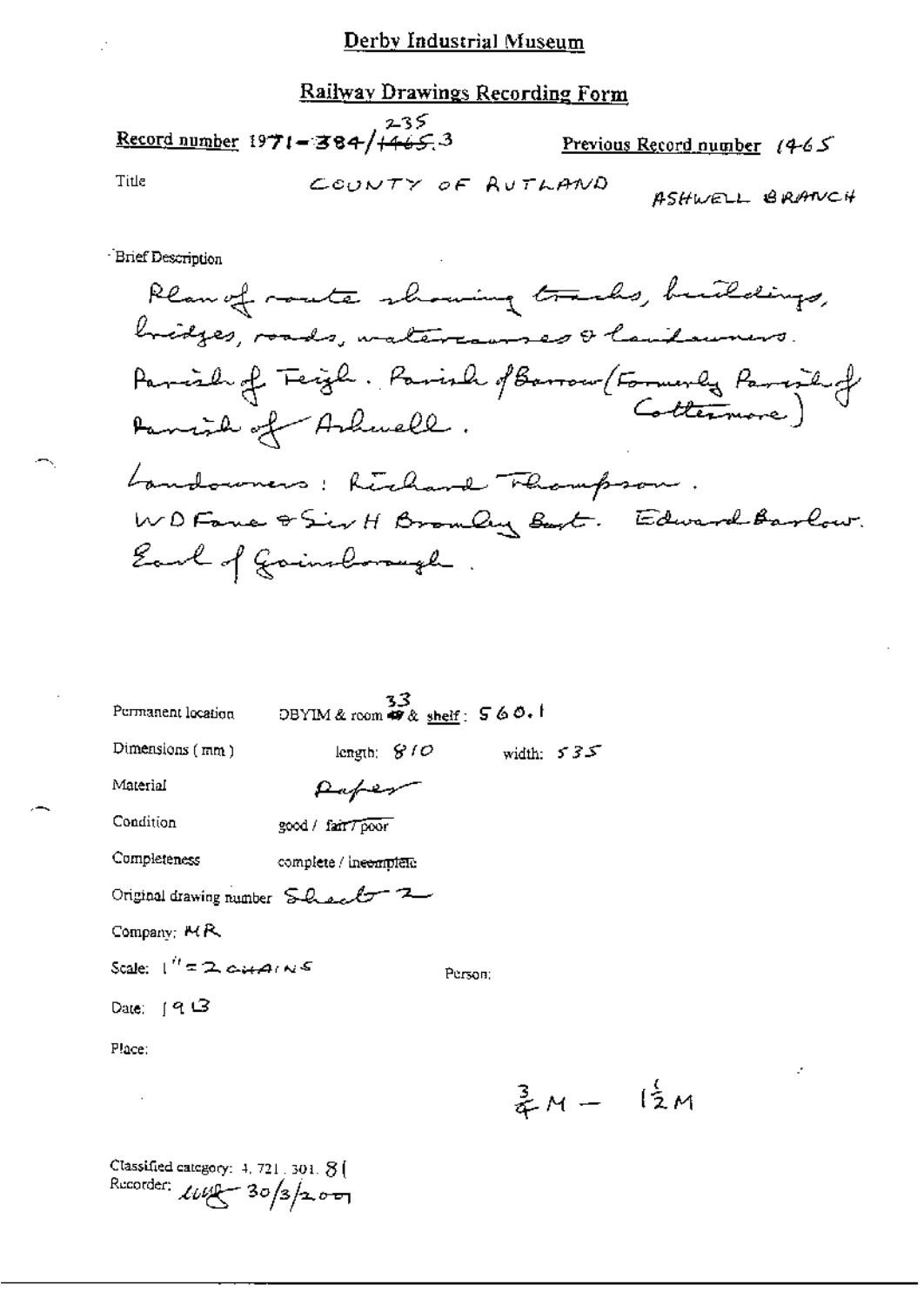# Derby Industrial Museum

## Railway Drawings Recording Form

Record number 1971-384/235.3 (1465 struck through, 235 written above)

Previous Record number 1465

Title COUNTY OF RUTLAND ASHWELL BRANCH

Brief Description

Plan of route showing tracks, buildings, bridges, roads, watercourses & landowners.
Parish of Teigh. Parish of Barrow (Formerly Parish of Cottesmore)
Parish of Ashwell.

Landowners: Richard Thompson.
W D Fane & Sir H Bromley Bart. Edward Barlow.
Earl of Gainsborough.

Permanent location DBYIM & room 33 & shelf: 560.1

Dimensions (mm) length: 810 width: 535

Material Paper

Condition good / ~~fair / poor~~

Completeness complete / ~~incomplete~~

Original drawing number Sheet 2

Company: MR

Scale: 1" = 2 CHAINS

Person:

Date: 1913

Place:

$\frac{3}{4}$M – $1\frac{1}{2}$M

Classified category: 4.721.301.81

Recorder: LW 30/3/2001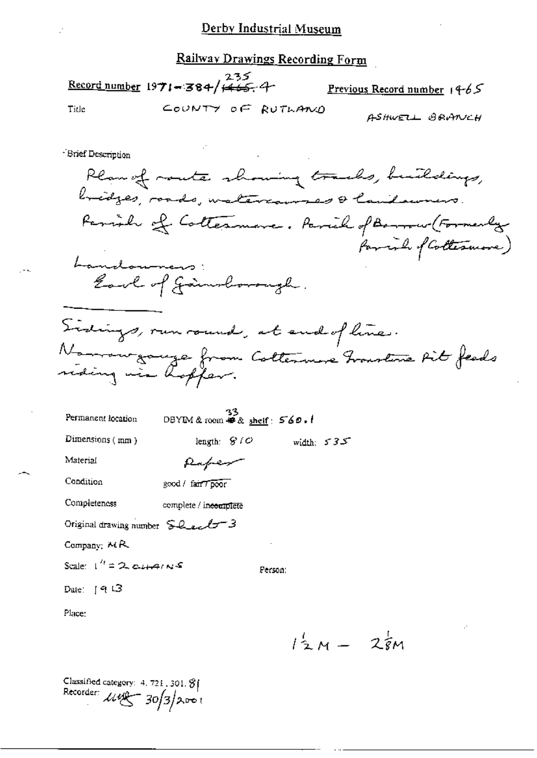Derby Industrial Museum

## Railway Drawings Recording Form

**Record number** 1971-384/235.4 (~~1465~~) **Previous Record number** 1465

Title COUNTY OF RUTLAND ASHWELL BRANCH

Brief Description

Plan of route showing tracks, buildings, bridges, roads, watercourses & landowners.
Parish of Cottesmore. Parish of Barrow (Formerly Parish of Cottesmore)

Landowners:
Earl of Gainsborough.

Sidings, run round, at end of line.
Narrow gauge from Cottesmore Ironstone Pit feeds siding via hopper.

Permanent location DBYIM & room 33 & shelf: 560.1

Dimensions (mm) length: 810 width: 535

Material Paper

Condition good / fair / poor

Completeness complete / incomplete

Original drawing number Sheet 3

Company: MR

Scale: 1" = 2 CHAINS Person:

Date: 1913

Place:

$1\frac{1}{2}M - 2\frac{1}{8}M$

Classified category: 4. 721. 301. 81
Recorder: [initials] 30/3/2001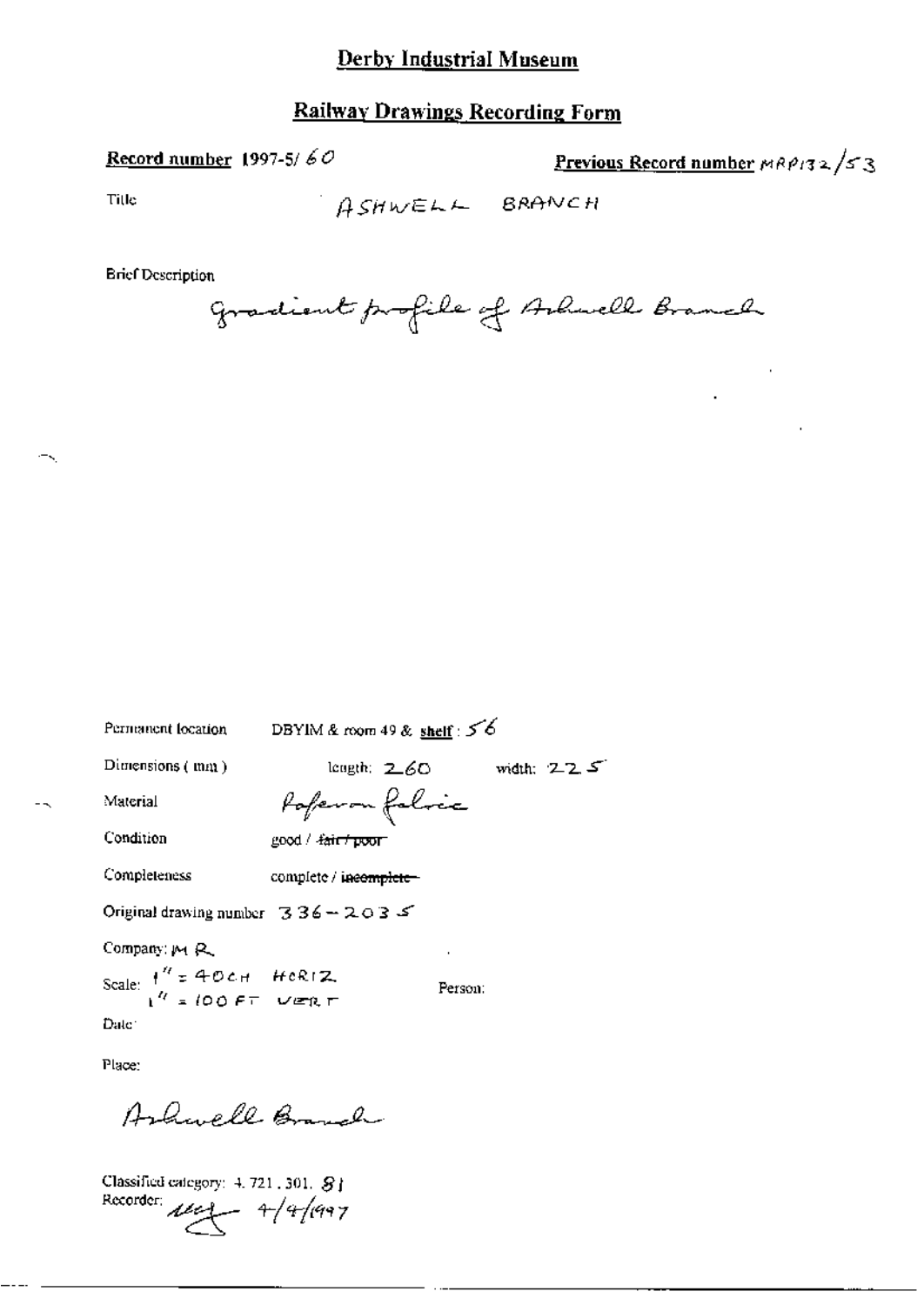# Derby Industrial Museum

## Railway Drawings Recording Form

**Record number** 1997-5/60

**Previous Record number** MRP132/53

Title ASHWELL BRANCH

Brief Description

Gradient profile of Ashwell Branch

Permanent location DBYIM & room 49 & shelf: 56

Dimensions (mm) length: 260 width: 225

Material Paper on fabric

Condition good / ~~fair / poor~~

Completeness complete / ~~incomplete~~

Original drawing number 336-2035

Company: MR

Scale: 1" = 40CH HORIZ 1" = 100 FT VERT

Person:

Date:

Place:

Ashwell Branch

Classified category: 4.721.301.81

Recorder: 4/4/1997